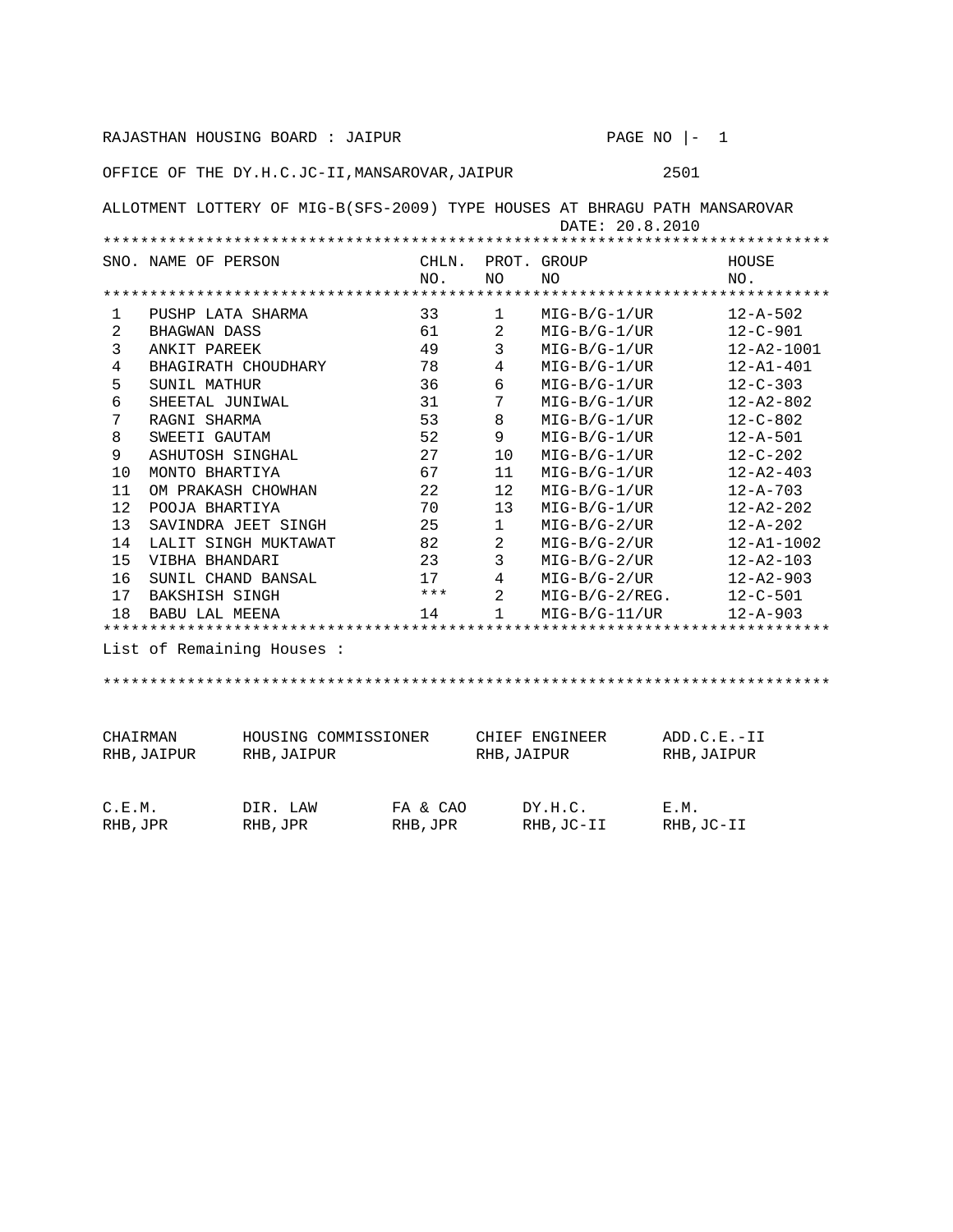RAJASTHAN HOUSING BOARD : JAIPUR

OFFICE OF THE DY.H.C.JC-II,MANSAROVAR,JAIPUR 2501

ALLOTMENT LOTTERY OF MIG-B(SFS-2009) TYPE HOUSES AT BHRAGU PATH MANSAROVAR

DATE: 20.8.2010

| SNO. | NAME OF PERSON | CHLN. NO. | PROT. NO | GROUP NO | HOUSE NO. |
|---|---|---|---|---|---|
| 1 | PUSHP LATA SHARMA | 33 | 1 | MIG-B/G-1/UR | 12-A-502 |
| 2 | BHAGWAN DASS | 61 | 2 | MIG-B/G-1/UR | 12-C-901 |
| 3 | ANKIT PAREEK | 49 | 3 | MIG-B/G-1/UR | 12-A2-1001 |
| 4 | BHAGIRATH CHOUDHARY | 78 | 4 | MIG-B/G-1/UR | 12-A1-401 |
| 5 | SUNIL MATHUR | 36 | 6 | MIG-B/G-1/UR | 12-C-303 |
| 6 | SHEETAL JUNIWAL | 31 | 7 | MIG-B/G-1/UR | 12-A2-802 |
| 7 | RAGNI SHARMA | 53 | 8 | MIG-B/G-1/UR | 12-C-802 |
| 8 | SWEETI GAUTAM | 52 | 9 | MIG-B/G-1/UR | 12-A-501 |
| 9 | ASHUTOSH SINGHAL | 27 | 10 | MIG-B/G-1/UR | 12-C-202 |
| 10 | MONTO BHARTIYA | 67 | 11 | MIG-B/G-1/UR | 12-A2-403 |
| 11 | OM PRAKASH CHOWHAN | 22 | 12 | MIG-B/G-1/UR | 12-A-703 |
| 12 | POOJA BHARTIYA | 70 | 13 | MIG-B/G-1/UR | 12-A2-202 |
| 13 | SAVINDRA JEET SINGH | 25 | 1 | MIG-B/G-2/UR | 12-A-202 |
| 14 | LALIT SINGH MUKTAWAT | 82 | 2 | MIG-B/G-2/UR | 12-A1-1002 |
| 15 | VIBHA BHANDARI | 23 | 3 | MIG-B/G-2/UR | 12-A2-103 |
| 16 | SUNIL CHAND BANSAL | 17 | 4 | MIG-B/G-2/UR | 12-A2-903 |
| 17 | BAKSHISH SINGH | *** | 2 | MIG-B/G-2/REG. | 12-C-501 |
| 18 | BABU LAL MEENA | 14 | 1 | MIG-B/G-11/UR | 12-A-903 |

List of Remaining Houses :

| CHAIRMAN RHB, JAIPUR | HOUSING COMMISSIONER RHB, JAIPUR | | CHIEF ENGINEER RHB, JAIPUR | ADD.C.E.-II RHB, JAIPUR |
|---|---|---|---|---|
| C.E.M. RHB, JPR | DIR. LAW RHB, JPR | FA & CAO RHB, JPR | DY.H.C. RHB, JC-II | E.M. RHB, JC-II |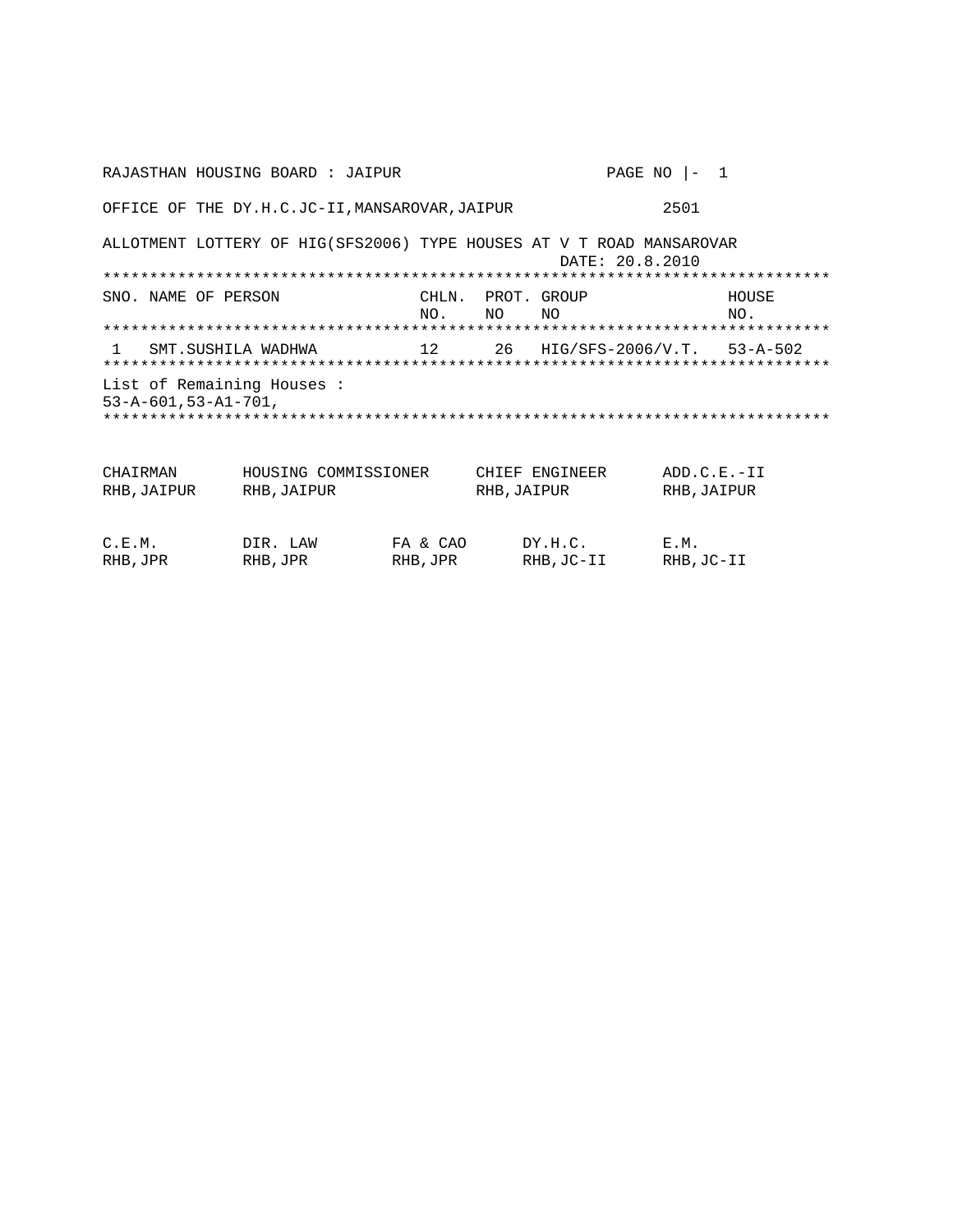RAJASTHAN HOUSING BOARD : JAIPUR

OFFICE OF THE DY.H.C.JC-II,MANSAROVAR,JAIPUR 2501

ALLOTMENT LOTTERY OF HIG(SFS2006) TYPE HOUSES AT V T ROAD MANSAROVAR

DATE: 20.8.2010

| SNO. | NAME OF PERSON | CHLN. NO. | PROT. NO | GROUP NO | HOUSE NO. |
|---|---|---|---|---|---|
| 1 | SMT.SUSHILA WADHWA | 12 | 26 | HIG/SFS-2006/V.T. | 53-A-502 |

List of Remaining Houses :
53-A-601,53-A1-701,

| | | | | |
|---|---|---|---|---|
| CHAIRMAN<br>RHB,JAIPUR | HOUSING COMMISSIONER<br>RHB,JAIPUR | | CHIEF ENGINEER<br>RHB,JAIPUR | ADD.C.E.-II<br>RHB,JAIPUR |
| C.E.M.<br>RHB,JPR | DIR. LAW<br>RHB,JPR | FA & CAO<br>RHB,JPR | DY.H.C.<br>RHB,JC-II | E.M.<br>RHB,JC-II |